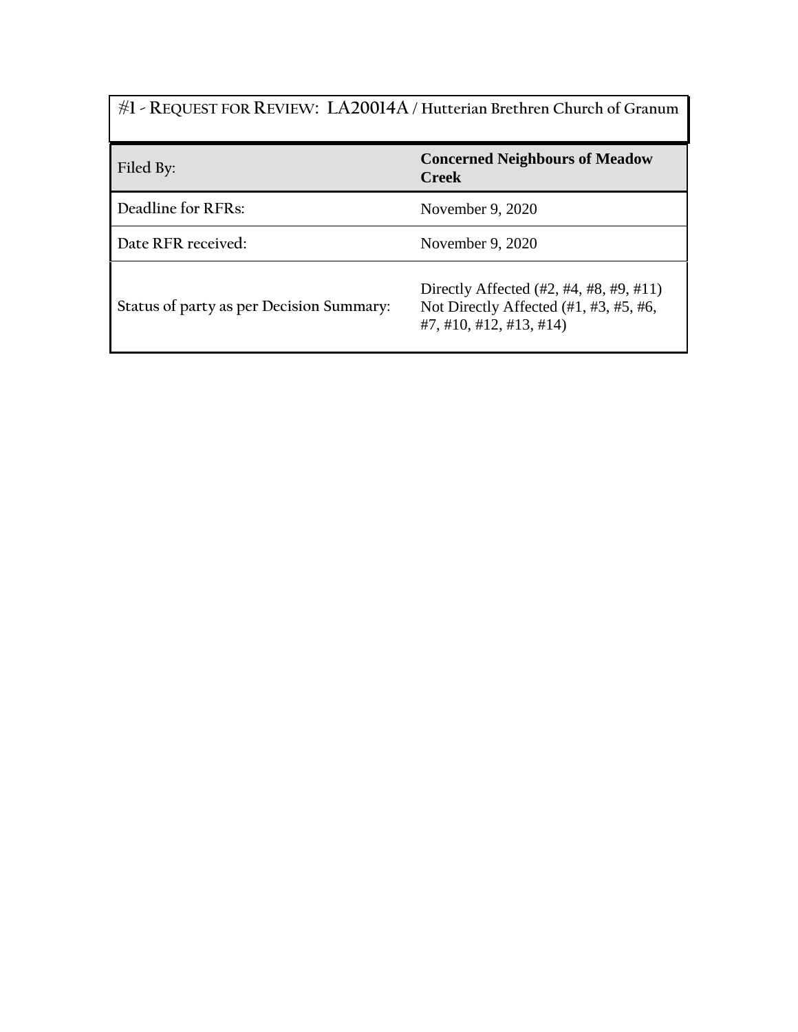## #1 - Request for Review: LA20014A / Hutterian Brethren Church of Granum

| | |
|---|---|
| Filed By: | **Concerned Neighbours of Meadow Creek** |
| Deadline for RFRs: | November 9, 2020 |
| Date RFR received: | November 9, 2020 |
| Status of party as per Decision Summary: | Directly Affected (#2, #4, #8, #9, #11)<br>Not Directly Affected (#1, #3, #5, #6, #7, #10, #12, #13, #14) |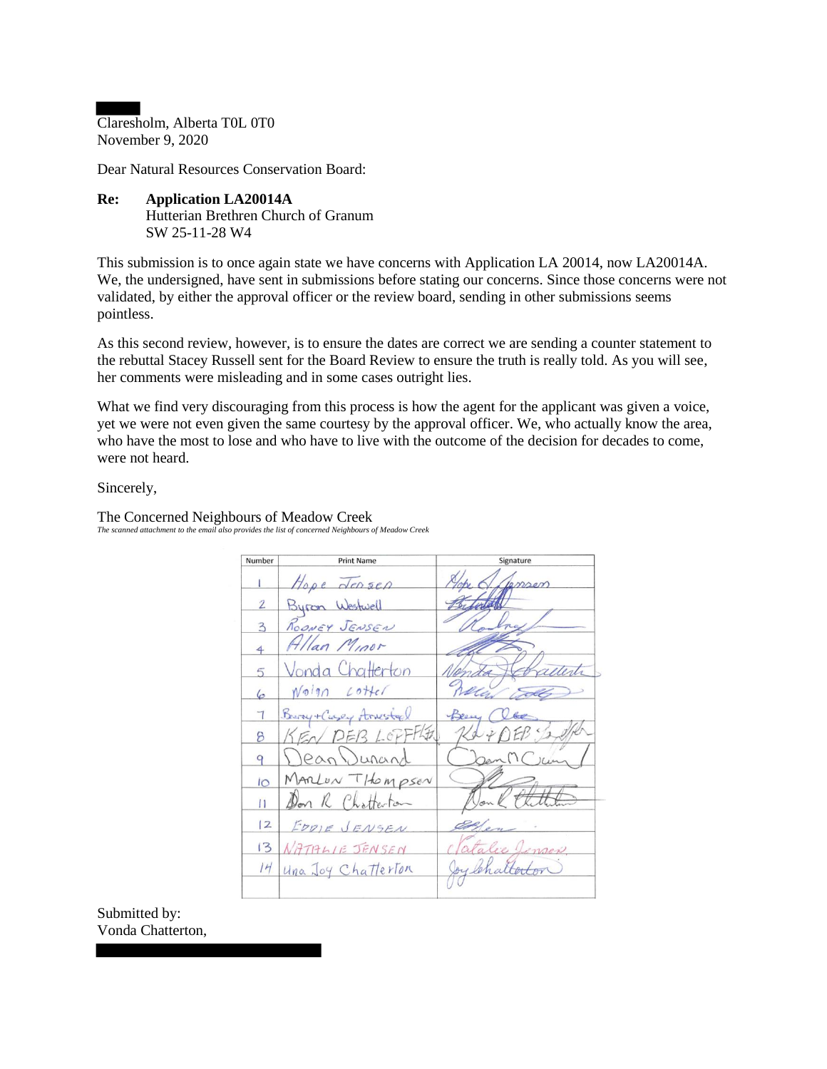Claresholm, Alberta T0L 0T0
November 9, 2020

Dear Natural Resources Conservation Board:

**Re: Application LA20014A**
Hutterian Brethren Church of Granum
SW 25-11-28 W4

This submission is to once again state we have concerns with Application LA 20014, now LA20014A. We, the undersigned, have sent in submissions before stating our concerns. Since those concerns were not validated, by either the approval officer or the review board, sending in other submissions seems pointless.

As this second review, however, is to ensure the dates are correct we are sending a counter statement to the rebuttal Stacey Russell sent for the Board Review to ensure the truth is really told. As you will see, her comments were misleading and in some cases outright lies.

What we find very discouraging from this process is how the agent for the applicant was given a voice, yet we were not even given the same courtesy by the approval officer. We, who actually know the area, who have the most to lose and who have to live with the outcome of the decision for decades to come, were not heard.

Sincerely,

The Concerned Neighbours of Meadow Creek
*The scanned attachment to the email also provides the list of concerned Neighbours of Meadow Creek*

| Number | Print Name | Signature |
|---|---|---|
| 1 | Hope Jensen | Hope Jensen |
| 2 | Byron Westwell | |
| 3 | Rodney Jensen | Rodney |
| 4 | Allan Minor | |
| 5 | Vonda Chatterton | Vonda Chatterton |
| 6 | Nolan Cotter | Nolan Cotter |
| 7 | Barry + Casey Armstead | Barry |
| 8 | KEN DEB LEFFLER | Ken & DEB Leffler |
| 9 | Dean Dunand | Dean M Dunand |
| 10 | MARLON THOMPSEN | |
| 11 | Don R Chatterton | Don R Chatterton |
| 12 | EDDIE JENSEN | |
| 13 | NATALIE JENSEN | Natalie Jensen |
| 14 | Una Joy Chatterton | Joy Chatterton |
| | | |

Submitted by:
Vonda Chatterton,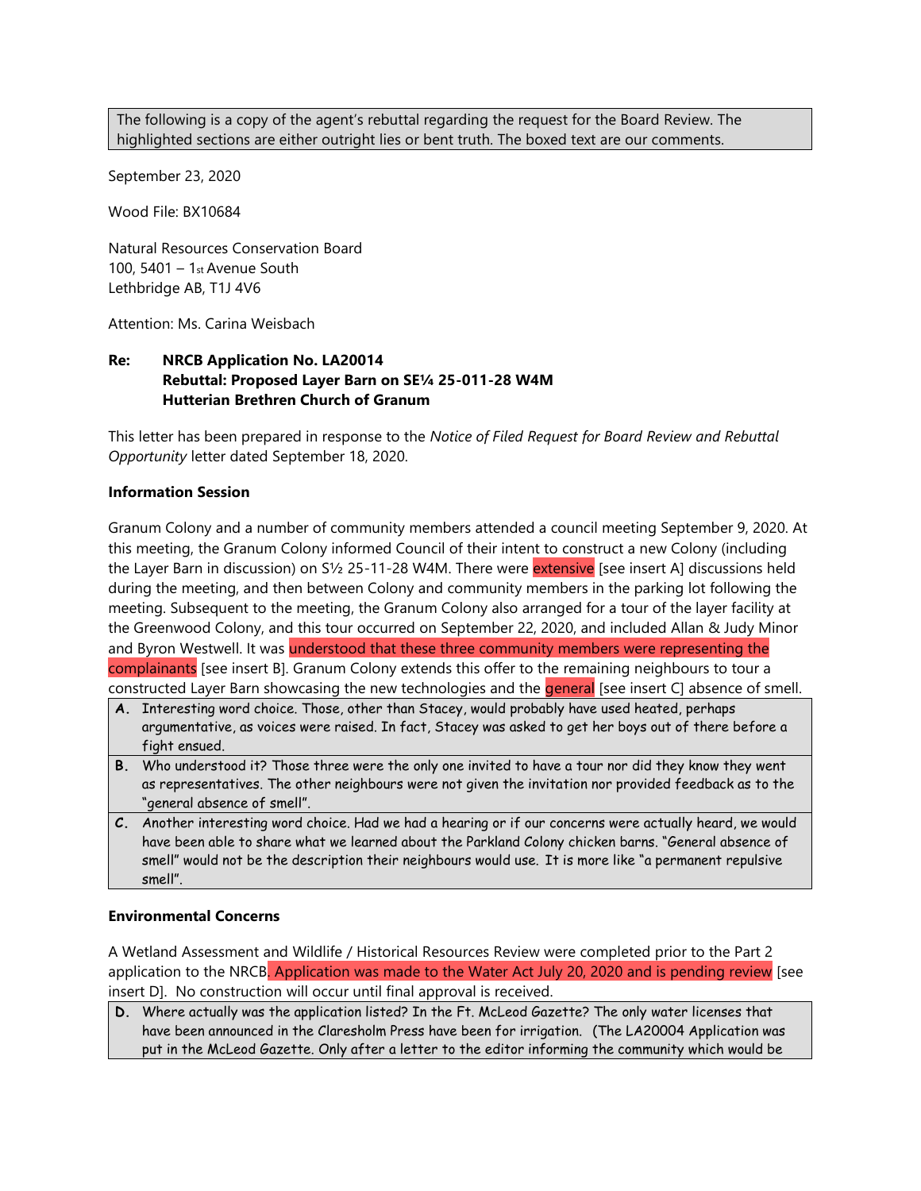> The following is a copy of the agent's rebuttal regarding the request for the Board Review. The highlighted sections are either outright lies or bent truth. The boxed text are our comments.

September 23, 2020

Wood File: BX10684

Natural Resources Conservation Board
100, 5401 – 1st Avenue South
Lethbridge AB, T1J 4V6

Attention: Ms. Carina Weisbach

**Re: NRCB Application No. LA20014**
**Rebuttal: Proposed Layer Barn on SE¼ 25-011-28 W4M**
**Hutterian Brethren Church of Granum**

This letter has been prepared in response to the *Notice of Filed Request for Board Review and Rebuttal Opportunity* letter dated September 18, 2020.

**Information Session**

Granum Colony and a number of community members attended a council meeting September 9, 2020. At this meeting, the Granum Colony informed Council of their intent to construct a new Colony (including the Layer Barn in discussion) on S½ 25-11-28 W4M. There were extensive [see insert A] discussions held during the meeting, and then between Colony and community members in the parking lot following the meeting. Subsequent to the meeting, the Granum Colony also arranged for a tour of the layer facility at the Greenwood Colony, and this tour occurred on September 22, 2020, and included Allan & Judy Minor and Byron Westwell. It was understood that these three community members were representing the complainants [see insert B]. Granum Colony extends this offer to the remaining neighbours to tour a constructed Layer Barn showcasing the new technologies and the general [see insert C] absence of smell.

> **A.** Interesting word choice. Those, other than Stacey, would probably have used heated, perhaps argumentative, as voices were raised. In fact, Stacey was asked to get her boys out of there before a fight ensued.
>
> **B.** Who understood it? Those three were the only one invited to have a tour nor did they know they went as representatives. The other neighbours were not given the invitation nor provided feedback as to the "general absence of smell".
>
> **C.** Another interesting word choice. Had we had a hearing or if our concerns were actually heard, we would have been able to share what we learned about the Parkland Colony chicken barns. "General absence of smell" would not be the description their neighbours would use. It is more like "a permanent repulsive smell".

**Environmental Concerns**

A Wetland Assessment and Wildlife / Historical Resources Review were completed prior to the Part 2 application to the NRCB. Application was made to the Water Act July 20, 2020 and is pending review [see insert D]. No construction will occur until final approval is received.

> **D.** Where actually was the application listed? In the Ft. McLeod Gazette? The only water licenses that have been announced in the Claresholm Press have been for irrigation. (The LA20004 Application was put in the McLeod Gazette. Only after a letter to the editor informing the community which would be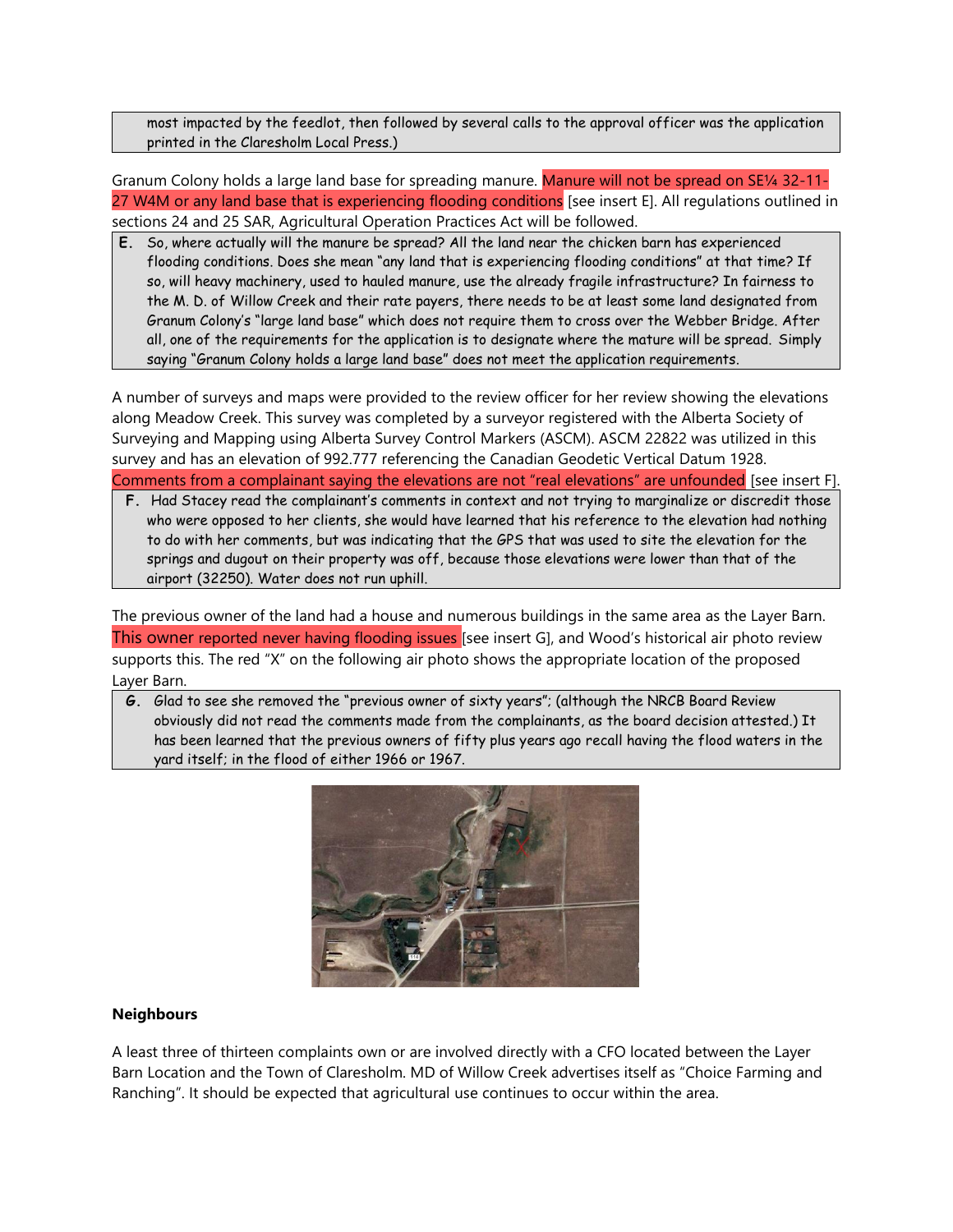most impacted by the feedlot, then followed by several calls to the approval officer was the application printed in the Claresholm Local Press.)

Granum Colony holds a large land base for spreading manure. Manure will not be spread on SE¼ 32-11-27 W4M or any land base that is experiencing flooding conditions [see insert E]. All regulations outlined in sections 24 and 25 SAR, Agricultural Operation Practices Act will be followed.

> **E.** So, where actually will the manure be spread? All the land near the chicken barn has experienced flooding conditions. Does she mean "any land that is experiencing flooding conditions" at that time? If so, will heavy machinery, used to hauled manure, use the already fragile infrastructure? In fairness to the M. D. of Willow Creek and their rate payers, there needs to be at least some land designated from Granum Colony's "large land base" which does not require them to cross over the Webber Bridge. After all, one of the requirements for the application is to designate where the mature will be spread. Simply saying "Granum Colony holds a large land base" does not meet the application requirements.

A number of surveys and maps were provided to the review officer for her review showing the elevations along Meadow Creek. This survey was completed by a surveyor registered with the Alberta Society of Surveying and Mapping using Alberta Survey Control Markers (ASCM). ASCM 22822 was utilized in this survey and has an elevation of 992.777 referencing the Canadian Geodetic Vertical Datum 1928. Comments from a complainant saying the elevations are not "real elevations" are unfounded [see insert F].

> **F.** Had Stacey read the complainant's comments in context and not trying to marginalize or discredit those who were opposed to her clients, she would have learned that his reference to the elevation had nothing to do with her comments, but was indicating that the GPS that was used to site the elevation for the springs and dugout on their property was off, because those elevations were lower than that of the airport (32250). Water does not run uphill.

The previous owner of the land had a house and numerous buildings in the same area as the Layer Barn. This owner reported never having flooding issues [see insert G], and Wood's historical air photo review supports this. The red "X" on the following air photo shows the appropriate location of the proposed Layer Barn.

> **G.** Glad to see she removed the "previous owner of sixty years"; (although the NRCB Board Review obviously did not read the comments made from the complainants, as the board decision attested.) It has been learned that the previous owners of fifty plus years ago recall having the flood waters in the yard itself; in the flood of either 1966 or 1967.

## Neighbours

A least three of thirteen complaints own or are involved directly with a CFO located between the Layer Barn Location and the Town of Claresholm. MD of Willow Creek advertises itself as "Choice Farming and Ranching". It should be expected that agricultural use continues to occur within the area.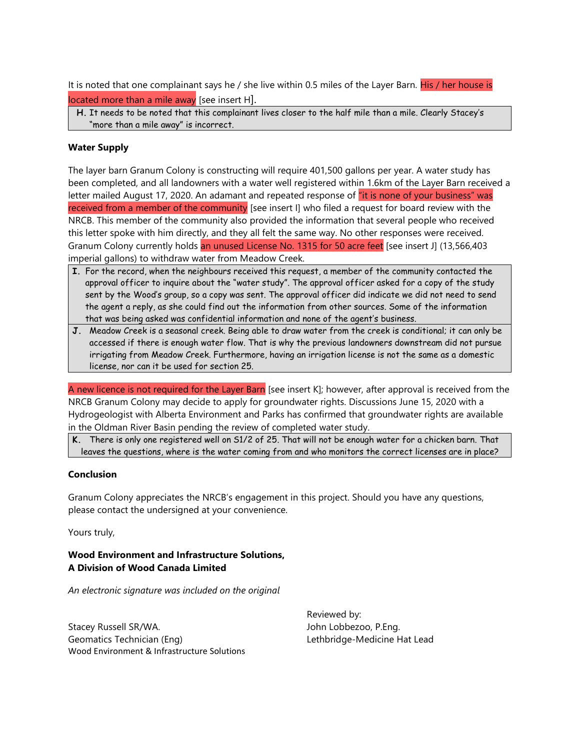It is noted that one complainant says he / she live within 0.5 miles of the Layer Barn. His / her house is located more than a mile away [see insert H].

> **H.** It needs to be noted that this complainant lives closer to the half mile than a mile. Clearly Stacey's "more than a mile away" is incorrect.

**Water Supply**

The layer barn Granum Colony is constructing will require 401,500 gallons per year. A water study has been completed, and all landowners with a water well registered within 1.6km of the Layer Barn received a letter mailed August 17, 2020. An adamant and repeated response of "it is none of your business" was received from a member of the community [see insert I] who filed a request for board review with the NRCB. This member of the community also provided the information that several people who received this letter spoke with him directly, and they all felt the same way. No other responses were received. Granum Colony currently holds an unused License No. 1315 for 50 acre feet [see insert J] (13,566,403 imperial gallons) to withdraw water from Meadow Creek.

> **I.** For the record, when the neighbours received this request, a member of the community contacted the approval officer to inquire about the "water study". The approval officer asked for a copy of the study sent by the Wood's group, so a copy was sent. The approval officer did indicate we did not need to send the agent a reply, as she could find out the information from other sources. Some of the information that was being asked was confidential information and none of the agent's business.
>
> **J.** Meadow Creek is a seasonal creek. Being able to draw water from the creek is conditional; it can only be accessed if there is enough water flow. That is why the previous landowners downstream did not pursue irrigating from Meadow Creek. Furthermore, having an irrigation license is not the same as a domestic license, nor can it be used for section 25.

A new licence is not required for the Layer Barn [see insert K]; however, after approval is received from the NRCB Granum Colony may decide to apply for groundwater rights. Discussions June 15, 2020 with a Hydrogeologist with Alberta Environment and Parks has confirmed that groundwater rights are available in the Oldman River Basin pending the review of completed water study.

> **K.** There is only one registered well on S1/2 of 25. That will not be enough water for a chicken barn. That leaves the questions, where is the water coming from and who monitors the correct licenses are in place?

**Conclusion**

Granum Colony appreciates the NRCB's engagement in this project. Should you have any questions, please contact the undersigned at your convenience.

Yours truly,

**Wood Environment and Infrastructure Solutions,**
**A Division of Wood Canada Limited**

*An electronic signature was included on the original*

Stacey Russell SR/WA.
Geomatics Technician (Eng)
Wood Environment & Infrastructure Solutions

Reviewed by:
John Lobbezoo, P.Eng.
Lethbridge-Medicine Hat Lead